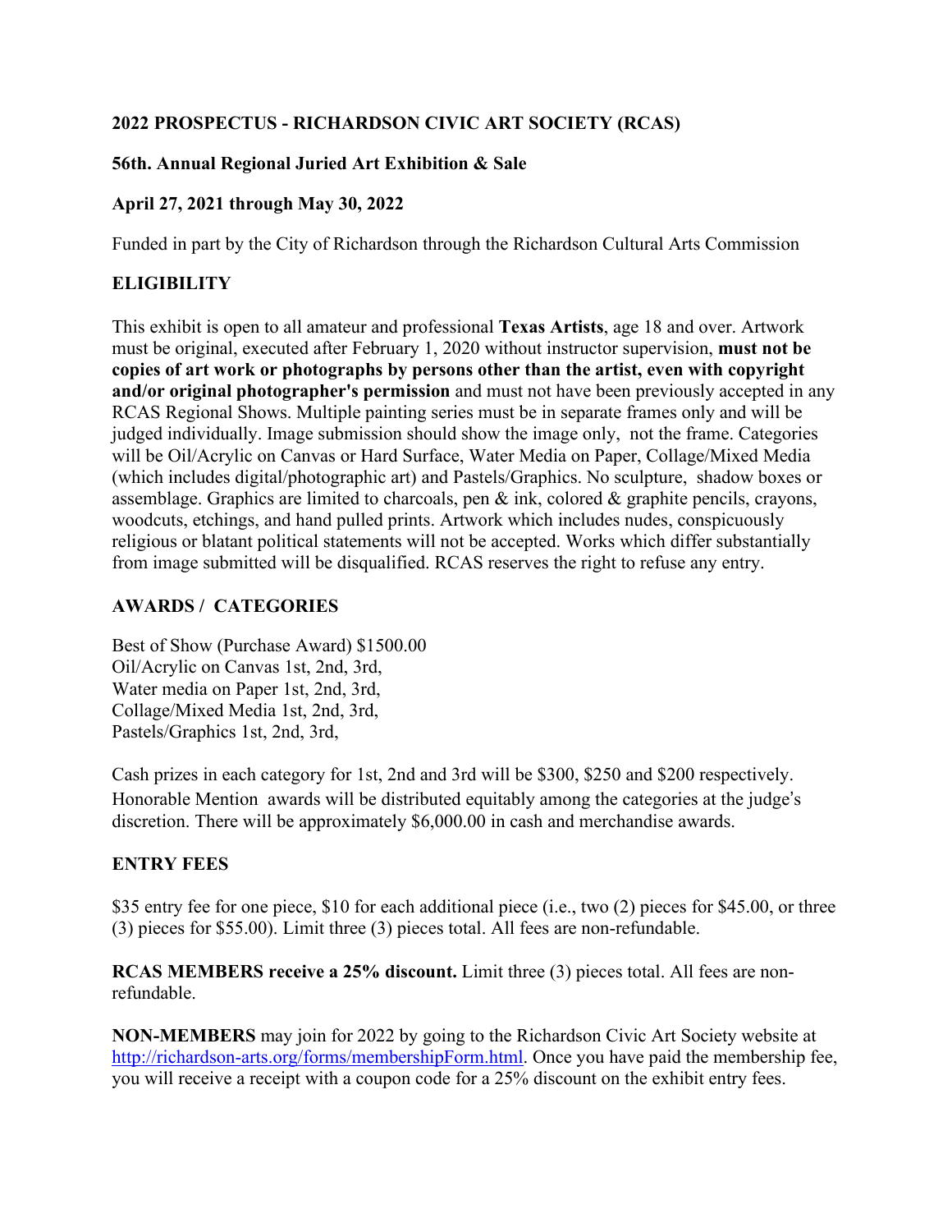**2022 PROSPECTUS - RICHARDSON CIVIC ART SOCIETY (RCAS)**

**56th. Annual Regional Juried Art Exhibition & Sale**

**April 27, 2021 through May 30, 2022**

Funded in part by the City of Richardson through the Richardson Cultural Arts Commission

## ELIGIBILITY

This exhibit is open to all amateur and professional **Texas Artists**, age 18 and over. Artwork must be original, executed after February 1, 2020 without instructor supervision, **must not be copies of art work or photographs by persons other than the artist, even with copyright and/or original photographer's permission** and must not have been previously accepted in any RCAS Regional Shows. Multiple painting series must be in separate frames only and will be judged individually. Image submission should show the image only, not the frame. Categories will be Oil/Acrylic on Canvas or Hard Surface, Water Media on Paper, Collage/Mixed Media (which includes digital/photographic art) and Pastels/Graphics. No sculpture, shadow boxes or assemblage. Graphics are limited to charcoals, pen & ink, colored & graphite pencils, crayons, woodcuts, etchings, and hand pulled prints. Artwork which includes nudes, conspicuously religious or blatant political statements will not be accepted. Works which differ substantially from image submitted will be disqualified. RCAS reserves the right to refuse any entry.

## AWARDS / CATEGORIES

Best of Show (Purchase Award) $1500.00
Oil/Acrylic on Canvas 1st, 2nd, 3rd,
Water media on Paper 1st, 2nd, 3rd,
Collage/Mixed Media 1st, 2nd, 3rd,
Pastels/Graphics 1st, 2nd, 3rd,

Cash prizes in each category for 1st, 2nd and 3rd will be $300, $250 and $200 respectively. Honorable Mention awards will be distributed equitably among the categories at the judge's discretion. There will be approximately $6,000.00 in cash and merchandise awards.

## ENTRY FEES

$35 entry fee for one piece, $10 for each additional piece (i.e., two (2) pieces for $45.00, or three (3) pieces for $55.00). Limit three (3) pieces total. All fees are non-refundable.

**RCAS MEMBERS receive a 25% discount.** Limit three (3) pieces total. All fees are non-refundable.

**NON-MEMBERS** may join for 2022 by going to the Richardson Civic Art Society website at [http://richardson-arts.org/forms/membershipForm.html](http://richardson-arts.org/forms/membershipForm.html). Once you have paid the membership fee, you will receive a receipt with a coupon code for a 25% discount on the exhibit entry fees.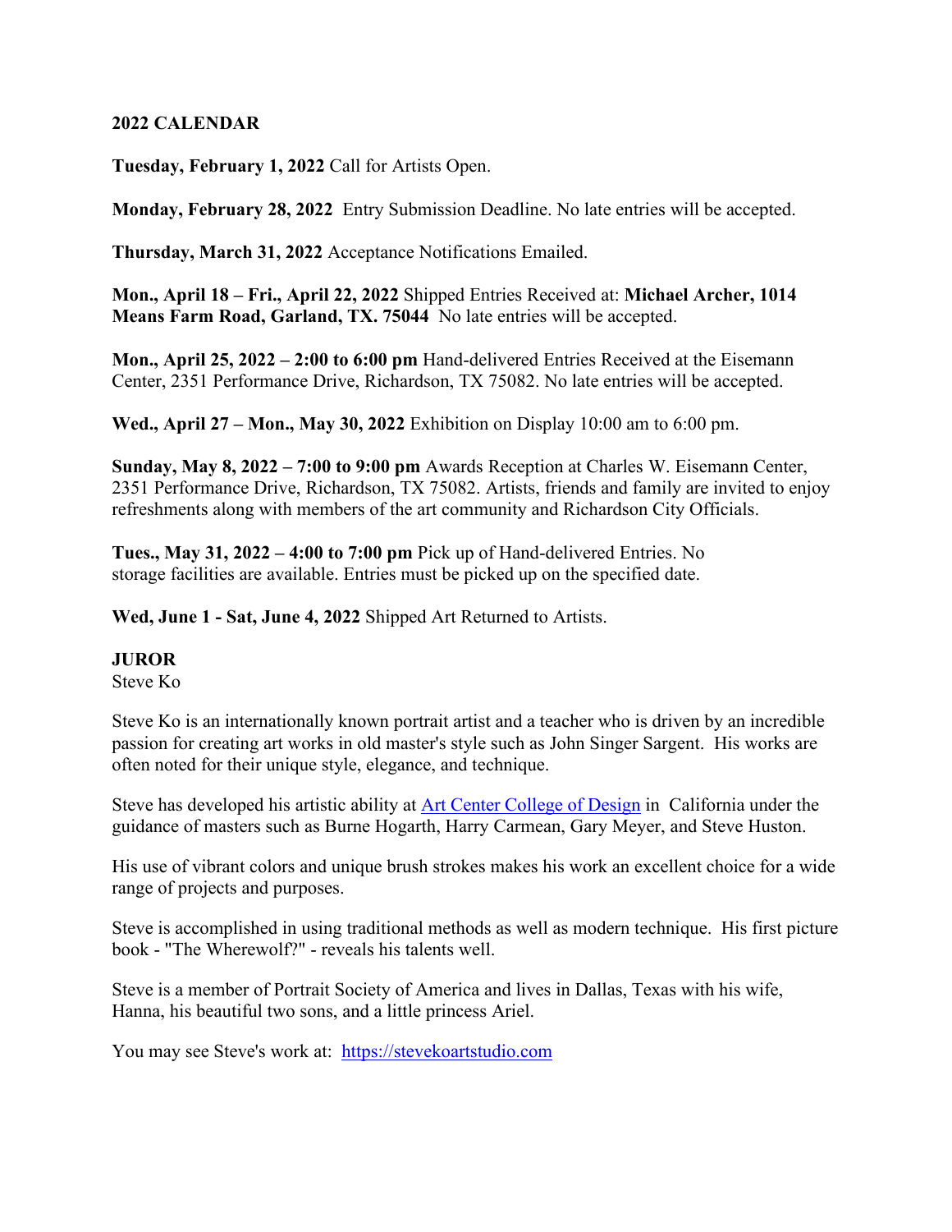## 2022 CALENDAR

**Tuesday, February 1, 2022** Call for Artists Open.

**Monday, February 28, 2022** Entry Submission Deadline. No late entries will be accepted.

**Thursday, March 31, 2022** Acceptance Notifications Emailed.

**Mon., April 18 – Fri., April 22, 2022** Shipped Entries Received at: **Michael Archer, 1014 Means Farm Road, Garland, TX. 75044** No late entries will be accepted.

**Mon., April 25, 2022 – 2:00 to 6:00 pm** Hand-delivered Entries Received at the Eisemann Center, 2351 Performance Drive, Richardson, TX 75082. No late entries will be accepted.

**Wed., April 27 – Mon., May 30, 2022** Exhibition on Display 10:00 am to 6:00 pm.

**Sunday, May 8, 2022 – 7:00 to 9:00 pm** Awards Reception at Charles W. Eisemann Center, 2351 Performance Drive, Richardson, TX 75082. Artists, friends and family are invited to enjoy refreshments along with members of the art community and Richardson City Officials.

**Tues., May 31, 2022 – 4:00 to 7:00 pm** Pick up of Hand-delivered Entries. No storage facilities are available. Entries must be picked up on the specified date.

**Wed, June 1 - Sat, June 4, 2022** Shipped Art Returned to Artists.

## JUROR

Steve Ko

Steve Ko is an internationally known portrait artist and a teacher who is driven by an incredible passion for creating art works in old master's style such as John Singer Sargent. His works are often noted for their unique style, elegance, and technique.

Steve has developed his artistic ability at [Art Center College of Design](#) in California under the guidance of masters such as Burne Hogarth, Harry Carmean, Gary Meyer, and Steve Huston.

His use of vibrant colors and unique brush strokes makes his work an excellent choice for a wide range of projects and purposes.

Steve is accomplished in using traditional methods as well as modern technique. His first picture book - "The Wherewolf?" - reveals his talents well.

Steve is a member of Portrait Society of America and lives in Dallas, Texas with his wife, Hanna, his beautiful two sons, and a little princess Ariel.

You may see Steve's work at: [https://stevekoartstudio.com](https://stevekoartstudio.com)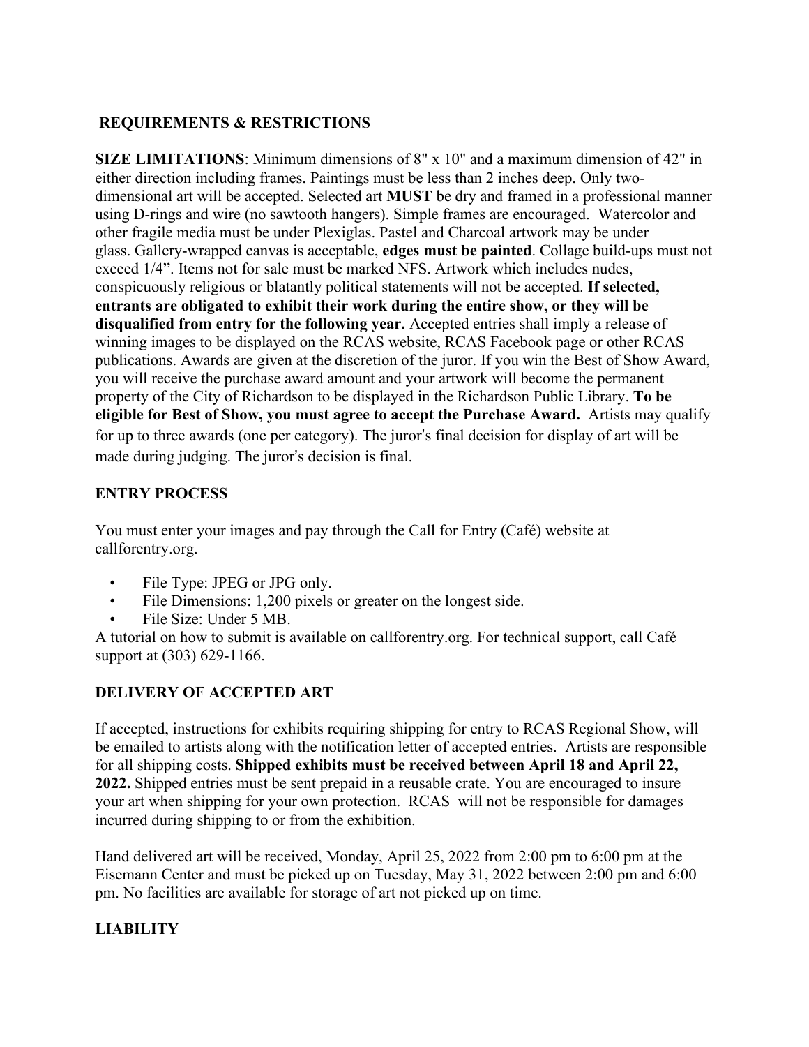## REQUIREMENTS & RESTRICTIONS

**SIZE LIMITATIONS**: Minimum dimensions of 8" x 10" and a maximum dimension of 42" in either direction including frames. Paintings must be less than 2 inches deep. Only two-dimensional art will be accepted. Selected art **MUST** be dry and framed in a professional manner using D-rings and wire (no sawtooth hangers). Simple frames are encouraged. Watercolor and other fragile media must be under Plexiglas. Pastel and Charcoal artwork may be under glass. Gallery-wrapped canvas is acceptable, **edges must be painted**. Collage build-ups must not exceed 1/4". Items not for sale must be marked NFS. Artwork which includes nudes, conspicuously religious or blatantly political statements will not be accepted. **If selected, entrants are obligated to exhibit their work during the entire show, or they will be disqualified from entry for the following year.** Accepted entries shall imply a release of winning images to be displayed on the RCAS website, RCAS Facebook page or other RCAS publications. Awards are given at the discretion of the juror. If you win the Best of Show Award, you will receive the purchase award amount and your artwork will become the permanent property of the City of Richardson to be displayed in the Richardson Public Library. **To be eligible for Best of Show, you must agree to accept the Purchase Award.** Artists may qualify for up to three awards (one per category). The juror's final decision for display of art will be made during judging. The juror's decision is final.

## ENTRY PROCESS

You must enter your images and pay through the Call for Entry (Café) website at callforentry.org.

- File Type: JPEG or JPG only.
- File Dimensions: 1,200 pixels or greater on the longest side.
- File Size: Under 5 MB.

A tutorial on how to submit is available on callforentry.org. For technical support, call Café support at (303) 629-1166.

## DELIVERY OF ACCEPTED ART

If accepted, instructions for exhibits requiring shipping for entry to RCAS Regional Show, will be emailed to artists along with the notification letter of accepted entries. Artists are responsible for all shipping costs. **Shipped exhibits must be received between April 18 and April 22, 2022.** Shipped entries must be sent prepaid in a reusable crate. You are encouraged to insure your art when shipping for your own protection. RCAS will not be responsible for damages incurred during shipping to or from the exhibition.

Hand delivered art will be received, Monday, April 25, 2022 from 2:00 pm to 6:00 pm at the Eisemann Center and must be picked up on Tuesday, May 31, 2022 between 2:00 pm and 6:00 pm. No facilities are available for storage of art not picked up on time.

## LIABILITY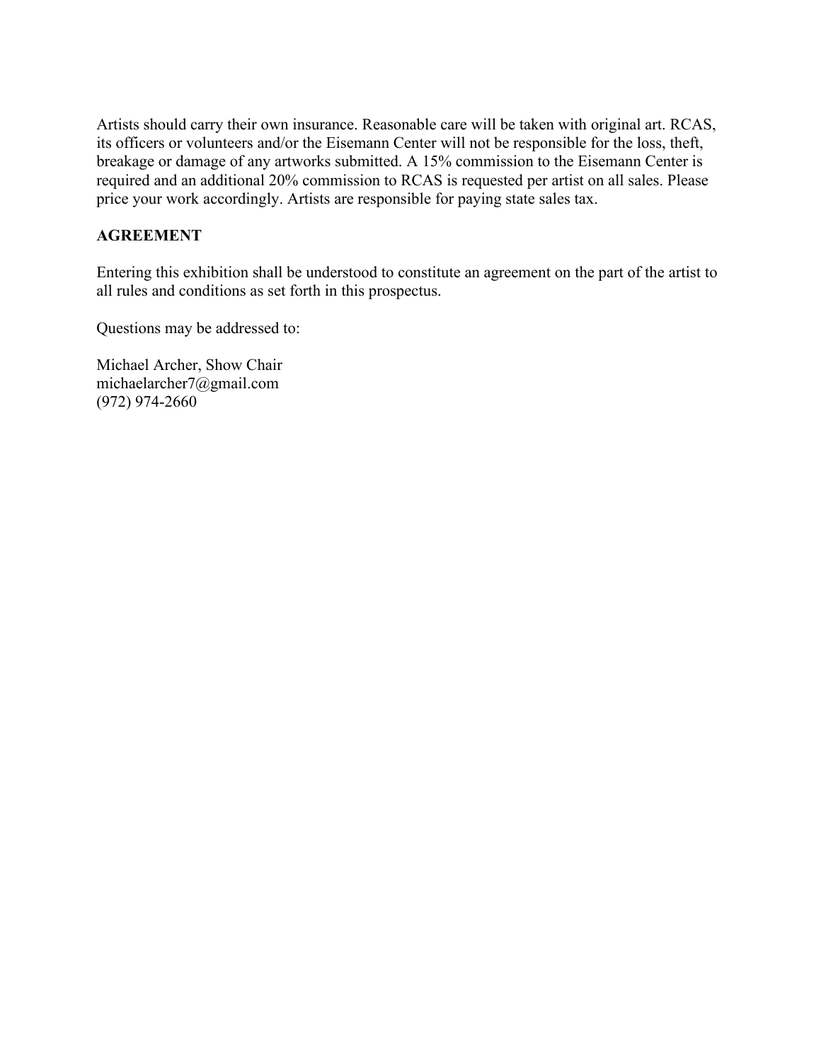Artists should carry their own insurance. Reasonable care will be taken with original art. RCAS, its officers or volunteers and/or the Eisemann Center will not be responsible for the loss, theft, breakage or damage of any artworks submitted. A 15% commission to the Eisemann Center is required and an additional 20% commission to RCAS is requested per artist on all sales. Please price your work accordingly. Artists are responsible for paying state sales tax.

**AGREEMENT**

Entering this exhibition shall be understood to constitute an agreement on the part of the artist to all rules and conditions as set forth in this prospectus.

Questions may be addressed to:

Michael Archer, Show Chair
michaelarcher7@gmail.com
(972) 974-2660